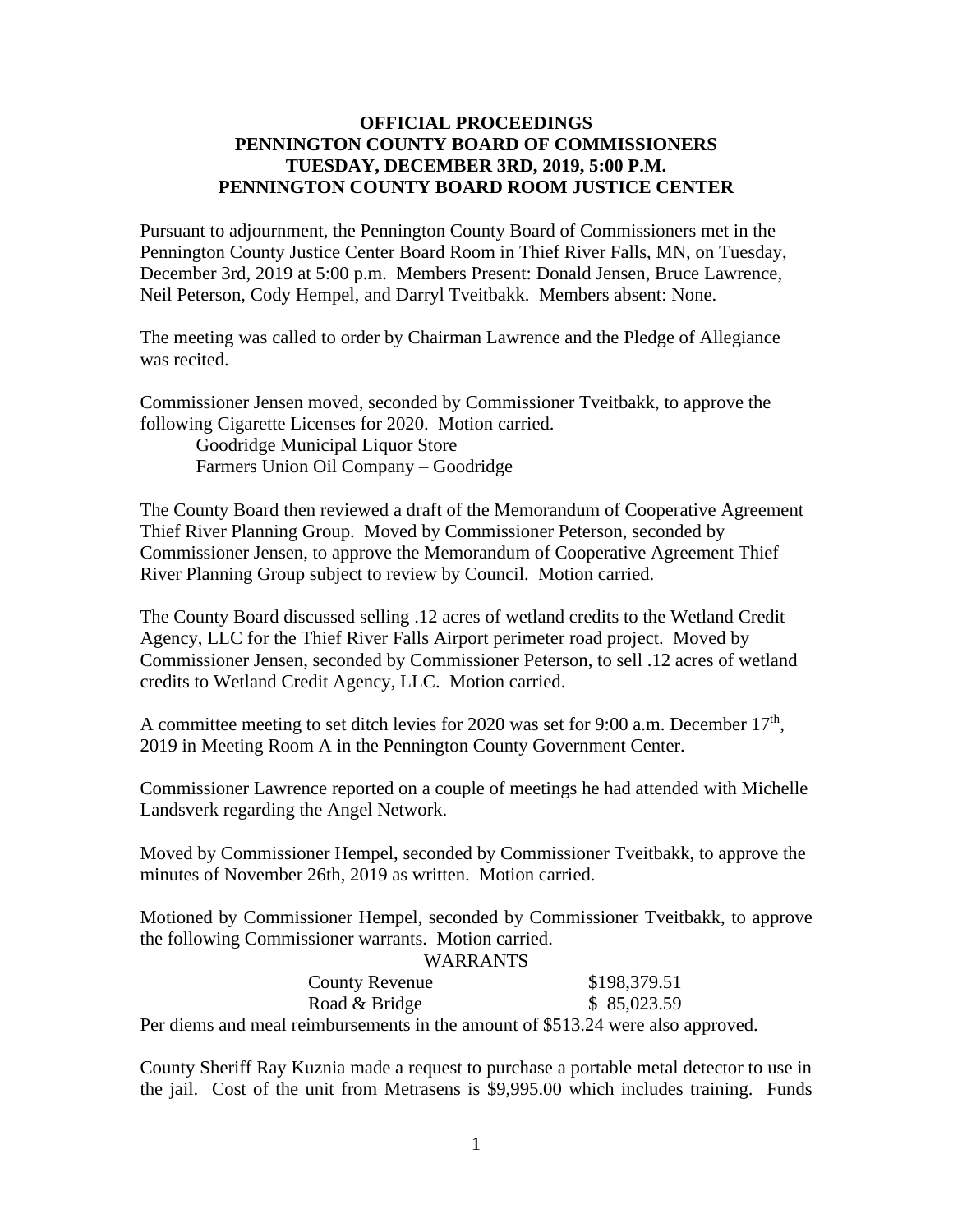**OFFICIAL PROCEEDINGS**
**PENNINGTON COUNTY BOARD OF COMMISSIONERS**
**TUESDAY, DECEMBER 3RD, 2019, 5:00 P.M.**
**PENNINGTON COUNTY BOARD ROOM JUSTICE CENTER**

Pursuant to adjournment, the Pennington County Board of Commissioners met in the Pennington County Justice Center Board Room in Thief River Falls, MN, on Tuesday, December 3rd, 2019 at 5:00 p.m. Members Present: Donald Jensen, Bruce Lawrence, Neil Peterson, Cody Hempel, and Darryl Tveitbakk. Members absent: None.

The meeting was called to order by Chairman Lawrence and the Pledge of Allegiance was recited.

Commissioner Jensen moved, seconded by Commissioner Tveitbakk, to approve the following Cigarette Licenses for 2020. Motion carried.

Goodridge Municipal Liquor Store
Farmers Union Oil Company – Goodridge

The County Board then reviewed a draft of the Memorandum of Cooperative Agreement Thief River Planning Group. Moved by Commissioner Peterson, seconded by Commissioner Jensen, to approve the Memorandum of Cooperative Agreement Thief River Planning Group subject to review by Council. Motion carried.

The County Board discussed selling .12 acres of wetland credits to the Wetland Credit Agency, LLC for the Thief River Falls Airport perimeter road project. Moved by Commissioner Jensen, seconded by Commissioner Peterson, to sell .12 acres of wetland credits to Wetland Credit Agency, LLC. Motion carried.

A committee meeting to set ditch levies for 2020 was set for 9:00 a.m. December 17th, 2019 in Meeting Room A in the Pennington County Government Center.

Commissioner Lawrence reported on a couple of meetings he had attended with Michelle Landsverk regarding the Angel Network.

Moved by Commissioner Hempel, seconded by Commissioner Tveitbakk, to approve the minutes of November 26th, 2019 as written. Motion carried.

Motioned by Commissioner Hempel, seconded by Commissioner Tveitbakk, to approve the following Commissioner warrants. Motion carried.

WARRANTS

| | |
|---|---|
| County Revenue | $198,379.51 |
| Road & Bridge | $ 85,023.59 |

Per diems and meal reimbursements in the amount of $513.24 were also approved.

County Sheriff Ray Kuznia made a request to purchase a portable metal detector to use in the jail. Cost of the unit from Metrasens is $9,995.00 which includes training. Funds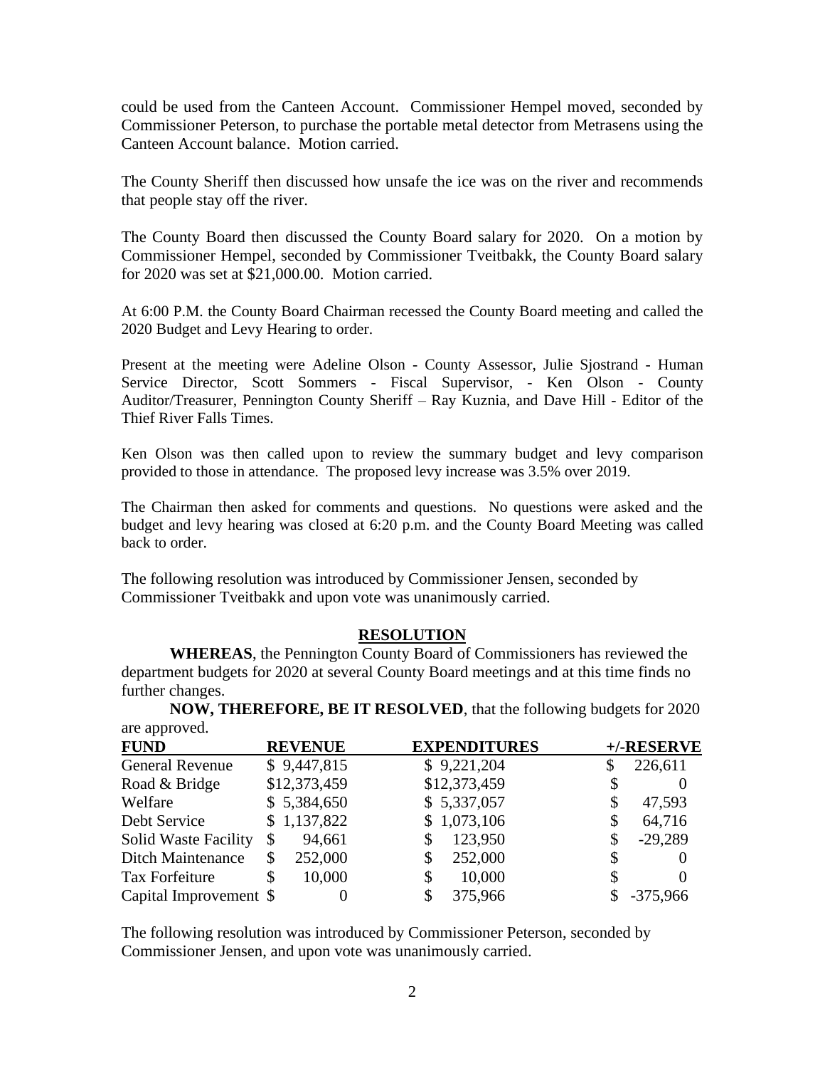could be used from the Canteen Account. Commissioner Hempel moved, seconded by Commissioner Peterson, to purchase the portable metal detector from Metrasens using the Canteen Account balance. Motion carried.

The County Sheriff then discussed how unsafe the ice was on the river and recommends that people stay off the river.

The County Board then discussed the County Board salary for 2020. On a motion by Commissioner Hempel, seconded by Commissioner Tveitbakk, the County Board salary for 2020 was set at $21,000.00. Motion carried.

At 6:00 P.M. the County Board Chairman recessed the County Board meeting and called the 2020 Budget and Levy Hearing to order.

Present at the meeting were Adeline Olson - County Assessor, Julie Sjostrand - Human Service Director, Scott Sommers - Fiscal Supervisor, - Ken Olson - County Auditor/Treasurer, Pennington County Sheriff – Ray Kuznia, and Dave Hill - Editor of the Thief River Falls Times.

Ken Olson was then called upon to review the summary budget and levy comparison provided to those in attendance. The proposed levy increase was 3.5% over 2019.

The Chairman then asked for comments and questions. No questions were asked and the budget and levy hearing was closed at 6:20 p.m. and the County Board Meeting was called back to order.

The following resolution was introduced by Commissioner Jensen, seconded by Commissioner Tveitbakk and upon vote was unanimously carried.

## RESOLUTION

**WHEREAS**, the Pennington County Board of Commissioners has reviewed the department budgets for 2020 at several County Board meetings and at this time finds no further changes.

**NOW, THEREFORE, BE IT RESOLVED**, that the following budgets for 2020 are approved.

| FUND | REVENUE | EXPENDITURES | +/-RESERVE |
|---|---|---|---|
| General Revenue | $ 9,447,815 | $ 9,221,204 | $ 226,611 |
| Road & Bridge | $12,373,459 | $12,373,459 | $ 0 |
| Welfare | $ 5,384,650 | $ 5,337,057 | $ 47,593 |
| Debt Service | $ 1,137,822 | $ 1,073,106 | $ 64,716 |
| Solid Waste Facility | $ 94,661 | $ 123,950 | $ -29,289 |
| Ditch Maintenance | $ 252,000 | $ 252,000 | $ 0 |
| Tax Forfeiture | $ 10,000 | $ 10,000 | $ 0 |
| Capital Improvement | $ 0 | $ 375,966 | $ -375,966 |

The following resolution was introduced by Commissioner Peterson, seconded by Commissioner Jensen, and upon vote was unanimously carried.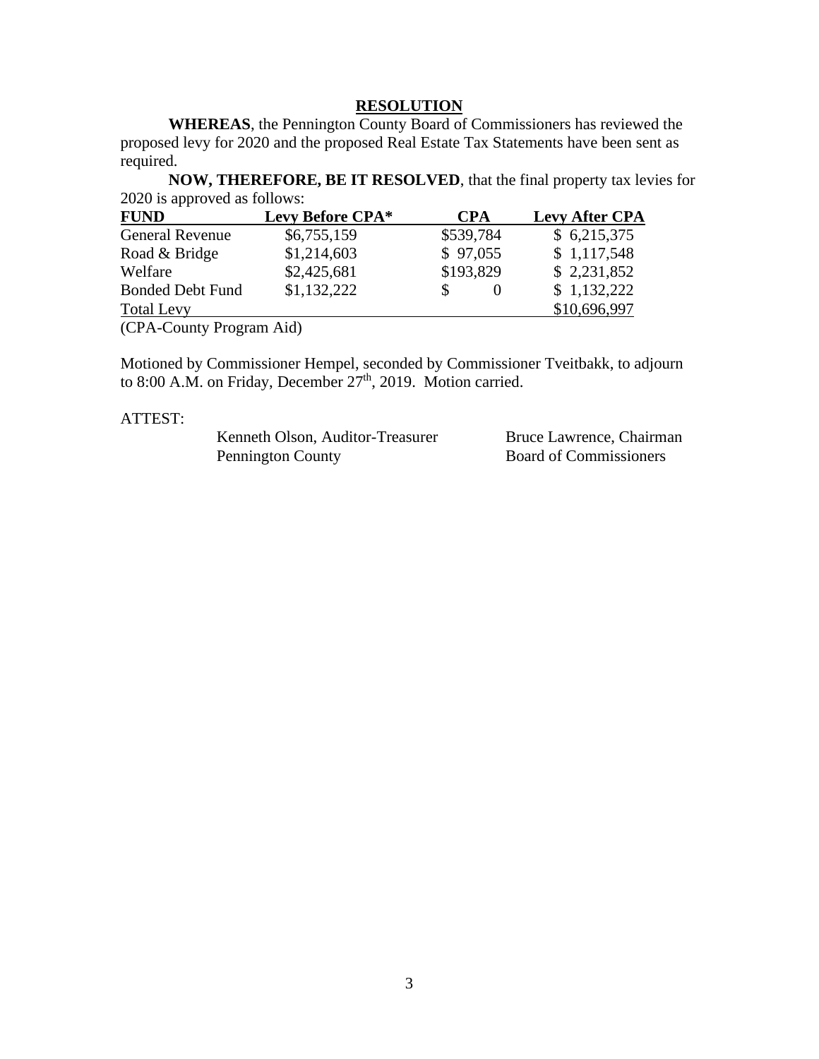## RESOLUTION

**WHEREAS**, the Pennington County Board of Commissioners has reviewed the proposed levy for 2020 and the proposed Real Estate Tax Statements have been sent as required.

**NOW, THEREFORE, BE IT RESOLVED**, that the final property tax levies for 2020 is approved as follows:

| FUND | Levy Before CPA* | CPA | Levy After CPA |
|---|---|---|---|
| General Revenue | $6,755,159 | $539,784 | $ 6,215,375 |
| Road & Bridge | $1,214,603 | $ 97,055 | $ 1,117,548 |
| Welfare | $2,425,681 | $193,829 | $ 2,231,852 |
| Bonded Debt Fund | $1,132,222 | $ 0 | $ 1,132,222 |
| Total Levy | | | $10,696,997 |

(CPA-County Program Aid)

Motioned by Commissioner Hempel, seconded by Commissioner Tveitbakk, to adjourn to 8:00 A.M. on Friday, December 27th, 2019. Motion carried.

ATTEST:

Kenneth Olson, Auditor-Treasurer
Pennington County

Bruce Lawrence, Chairman
Board of Commissioners